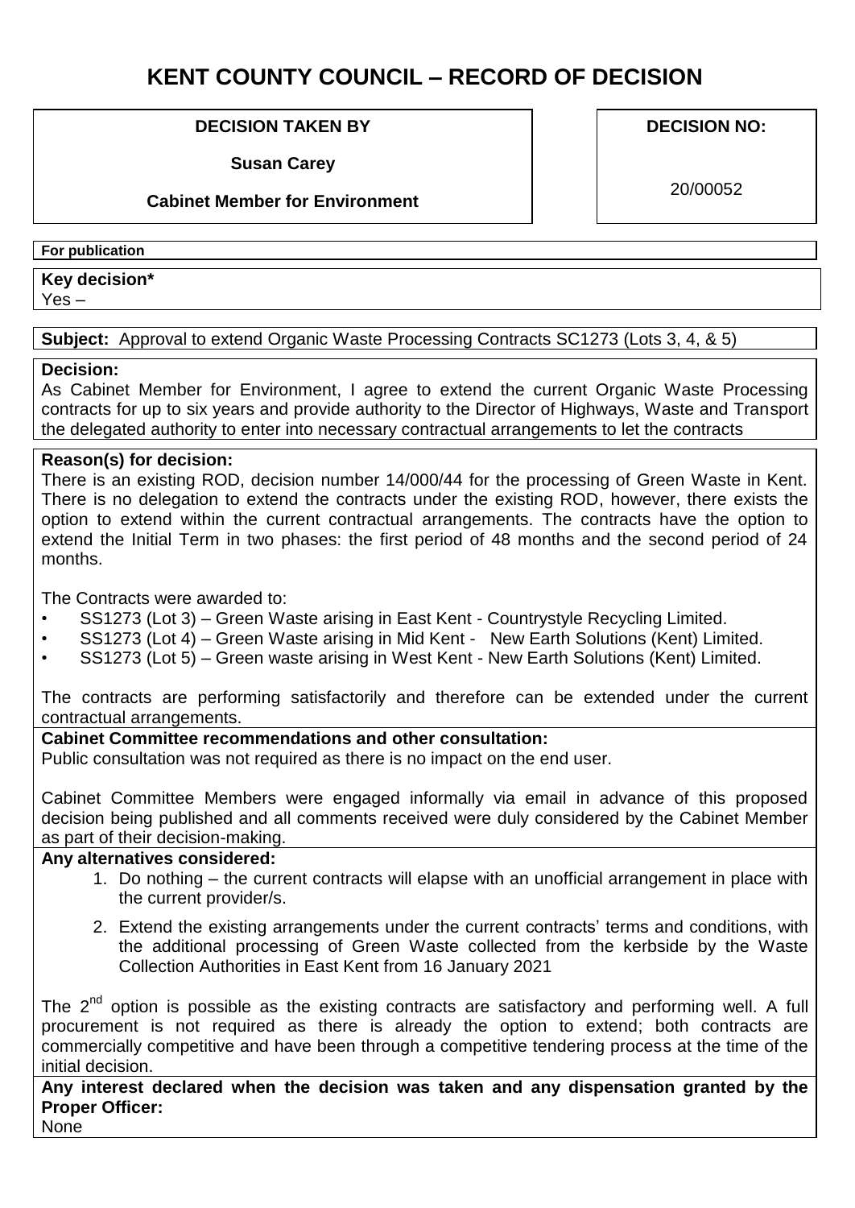# KENT COUNTY COUNCIL – RECORD OF DECISION

| DECISION TAKEN BY | DECISION NO: |
| --- | --- |
| **Susan Carey**<br>**Cabinet Member for Environment** | 20/00052 |

**For publication**

**Key decision***
Yes –

**Subject:** Approval to extend Organic Waste Processing Contracts SC1273 (Lots 3, 4, & 5)

**Decision:**
As Cabinet Member for Environment, I agree to extend the current Organic Waste Processing contracts for up to six years and provide authority to the Director of Highways, Waste and Transport the delegated authority to enter into necessary contractual arrangements to let the contracts

**Reason(s) for decision:**
There is an existing ROD, decision number 14/000/44 for the processing of Green Waste in Kent. There is no delegation to extend the contracts under the existing ROD, however, there exists the option to extend within the current contractual arrangements. The contracts have the option to extend the Initial Term in two phases: the first period of 48 months and the second period of 24 months.

The Contracts were awarded to:

- SS1273 (Lot 3) – Green Waste arising in East Kent - Countrystyle Recycling Limited.
- SS1273 (Lot 4) – Green Waste arising in Mid Kent - New Earth Solutions (Kent) Limited.
- SS1273 (Lot 5) – Green waste arising in West Kent - New Earth Solutions (Kent) Limited.

The contracts are performing satisfactorily and therefore can be extended under the current contractual arrangements.

**Cabinet Committee recommendations and other consultation:**
Public consultation was not required as there is no impact on the end user.

Cabinet Committee Members were engaged informally via email in advance of this proposed decision being published and all comments received were duly considered by the Cabinet Member as part of their decision-making.

**Any alternatives considered:**

1. Do nothing – the current contracts will elapse with an unofficial arrangement in place with the current provider/s.
2. Extend the existing arrangements under the current contracts' terms and conditions, with the additional processing of Green Waste collected from the kerbside by the Waste Collection Authorities in East Kent from 16 January 2021

The 2nd option is possible as the existing contracts are satisfactory and performing well. A full procurement is not required as there is already the option to extend; both contracts are commercially competitive and have been through a competitive tendering process at the time of the initial decision.

**Any interest declared when the decision was taken and any dispensation granted by the Proper Officer:**
None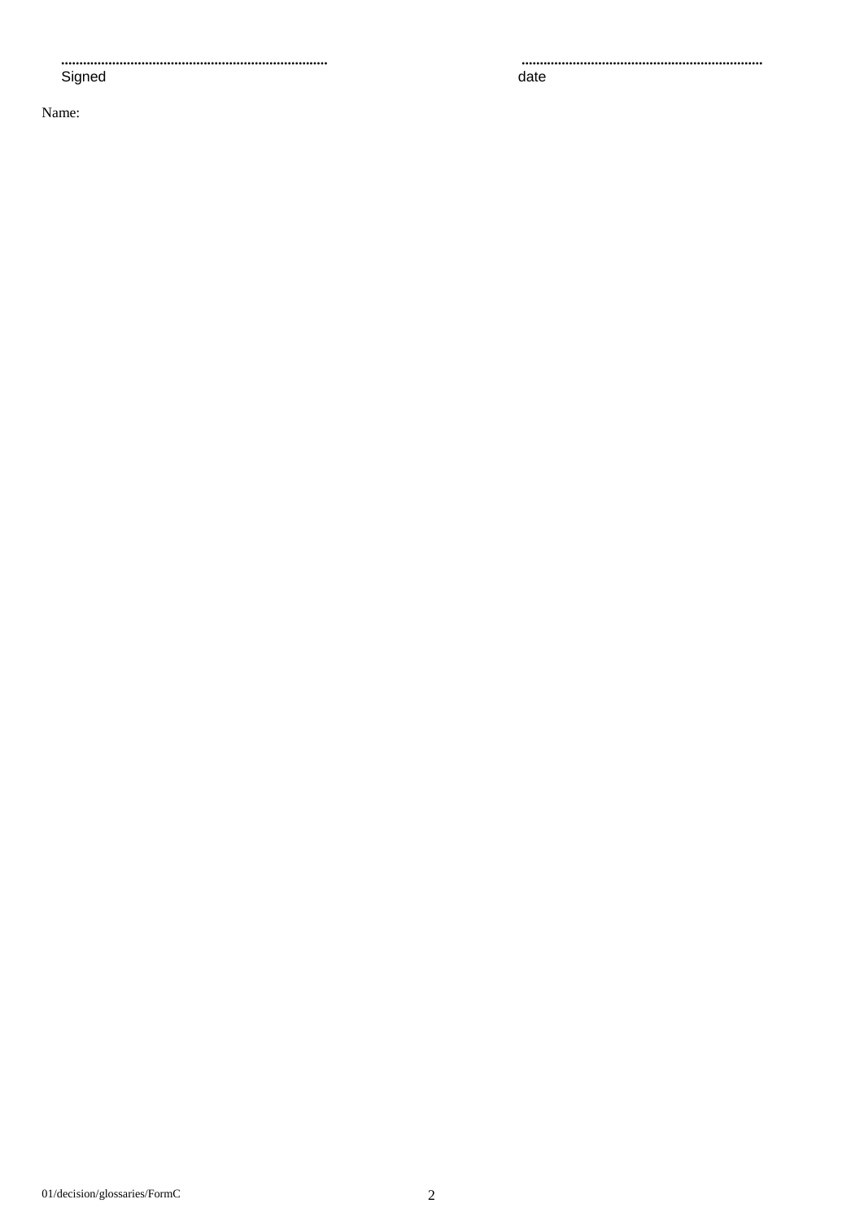.......................................................................... Signed

.................................................................. date

Name:

01/decision/glossaries/FormC